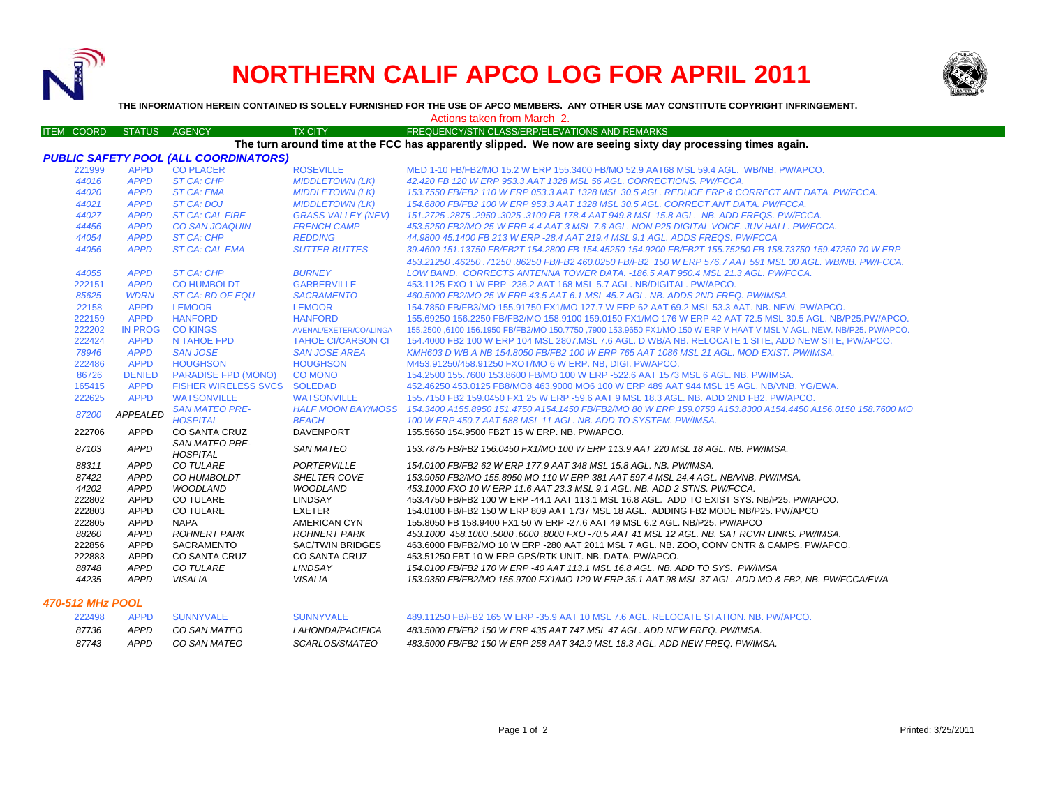# NORTHERN CALIF APCO LOG FOR APRIL 2011

**THE INFORMATION HEREIN CONTAINED IS SOLELY FURNISHED FOR THE USE OF APCO MEMBERS. ANY OTHER USE MAY CONSTITUTE COPYRIGHT INFRINGEMENT.**

Actions taken from March 2.

**The turn around time at the FCC has apparently slipped. We now are seeing sixty day processing times again.**

### PUBLIC SAFETY POOL (ALL COORDINATORS)

| ITEM COORD | STATUS | AGENCY | TX CITY | FREQUENCY/STN CLASS/ERP/ELEVATIONS AND REMARKS |
|---|---|---|---|---|
| 221999 | APPD | CO PLACER | ROSEVILLE | MED 1-10 FB/FB2/MO 15.2 W ERP 155.3400 FB/MO 52.9 AAT68 MSL 59.4 AGL. WB/NB. PW/APCO. |
| 44016 | APPD | ST CA: CHP | MIDDLETOWN (LK) | 42.420 FB 120 W ERP 953.3 AAT 1328 MSL 56 AGL. CORRECTIONS. PW/FCCA. |
| 44020 | APPD | ST CA: EMA | MIDDLETOWN (LK) | 153.7550 FB/FB2 110 W ERP 053.3 AAT 1328 MSL 30.5 AGL. REDUCE ERP & CORRECT ANT DATA. PW/FCCA. |
| 44021 | APPD | ST CA: DOJ | MIDDLETOWN (LK) | 154.6800 FB/FB2 100 W ERP 953.3 AAT 1328 MSL 30.5 AGL. CORRECT ANT DATA. PW/FCCA. |
| 44027 | APPD | ST CA: CAL FIRE | GRASS VALLEY (NEV) | 151.2725 .2875 .2950 .3025 .3100 FB 178.4 AAT 949.8 MSL 15.8 AGL. NB. ADD FREQS. PW/FCCA. |
| 44456 | APPD | CO SAN JOAQUIN | FRENCH CAMP | 453.5250 FB2/MO 25 W ERP 4.4 AAT 3 MSL 7.6 AGL. NON P25 DIGITAL VOICE. JUV HALL. PW/FCCA. |
| 44054 | APPD | ST CA: CHP | REDDING | 44.9800 45.1400 FB 213 W ERP -28.4 AAT 219.4 MSL 9.1 AGL. ADDS FREQS. PW/FCCA |
| 44056 | APPD | ST CA: CAL EMA | SUTTER BUTTES | 39.4600 151.13750 FB/FB2T 154.2800 FB 154.45250 154.9200 FB/FB2T 155.75250 FB 158.73750 159.47250 70 W ERP 453.21250 .46250 .71250 .86250 FB/FB2 460.0250 FB/FB2 150 W ERP 576.7 AAT 591 MSL 30 AGL. WB/NB. PW/FCCA. |
| 44055 | APPD | ST CA: CHP | BURNEY | LOW BAND. CORRECTS ANTENNA TOWER DATA. -186.5 AAT 950.4 MSL 21.3 AGL. PW/FCCA. |
| 222151 | APPD | CO HUMBOLDT | GARBERVILLE | 453.1125 FXO 1 W ERP -236.2 AAT 168 MSL 5.7 AGL. NB/DIGITAL. PW/APCO. |
| 85625 | WDRN | ST CA: BD OF EQU | SACRAMENTO | 460.5000 FB2/MO 25 W ERP 43.5 AAT 6.1 MSL 45.7 AGL. NB. ADDS 2ND FREQ. PW/IMSA. |
| 22158 | APPD | LEMOOR | LEMOOR | 154.7850 FB/FB3/MO 155.91750 FX1/MO 127.7 W ERP 62 AAT 69.2 MSL 53.3 AAT. NB. NEW. PW/APCO. |
| 222159 | APPD | HANFORD | HANFORD | 155.69250 156.2250 FB/FB2/MO 158.9100 159.0150 FX1/MO 176 W ERP 42 AAT 72.5 MSL 30.5 AGL. NB/P25.PW/APCO. |
| 222202 | IN PROG | CO KINGS | AVENAL/EXETER/COALINGA | 155.2500 ,6100 156.1950 FB/FB2/MO 150.7750 ,7900 153.9650 FX1/MO 150 W ERP V HAAT V MSL V AGL. NEW. NB/P25. PW/APCO. |
| 222424 | APPD | N TAHOE FPD | TAHOE CI/CARSON CI | 154.4000 FB2 100 W ERP 104 MSL 2807.MSL 7.6 AGL. D WB/A NB. RELOCATE 1 SITE, ADD NEW SITE, PW/APCO. |
| 78946 | APPD | SAN JOSE | SAN JOSE AREA | KMH603 D WB A NB 154.8050 FB/FB2 100 W ERP 765 AAT 1086 MSL 21 AGL. MOD EXIST. PW/IMSA. |
| 222486 | APPD | HOUGHSON | HOUGHSON | M453.91250/458.91250 FXOT/MO 6 W ERP. NB, DIGI. PW/APCO. |
| 86726 | DENIED | PARADISE FPD (MONO) | CO MONO | 154.2500 155.7600 153.8600 FB/MO 100 W ERP -522.6 AAT 1573 MSL 6 AGL. NB. PW/IMSA. |
| 165415 | APPD | FISHER WIRELESS SVCS | SOLEDAD | 452.46250 453.0125 FB8/MO8 463.9000 MO6 100 W ERP 489 AAT 944 MSL 15 AGL. NB/VNB. YG/EWA. |
| 222625 | APPD | WATSONVILLE | WATSONVILLE | 155.7150 FB2 159.0450 FX1 25 W ERP -59.6 AAT 9 MSL 18.3 AGL. NB. ADD 2ND FB2. PW/APCO. |
| 87200 | APPEALED | SAN MATEO PRE-HOSPITAL | HALF MOON BAY/MOSS BEACH | 154.3400 A155.8950 151.4750 A154.1450 FB/FB2/MO 80 W ERP 159.0750 A153.8300 A154.4450 A156.0150 158.7600 MO 100 W ERP 450.7 AAT 588 MSL 11 AGL. NB. ADD TO SYSTEM. PW/IMSA. |
| 222706 | APPD | CO SANTA CRUZ | DAVENPORT | 155.5650 154.9500 FB2T 15 W ERP. NB. PW/APCO. |
| 87103 | APPD | SAN MATEO PRE-HOSPITAL | SAN MATEO | 153.7875 FB/FB2 156.0450 FX1/MO 100 W ERP 113.9 AAT 220 MSL 18 AGL. NB. PW/IMSA. |
| 88311 | APPD | CO TULARE | PORTERVILLE | 154.0100 FB/FB2 62 W ERP 177.9 AAT 348 MSL 15.8 AGL. NB. PW/IMSA. |
| 87422 | APPD | CO HUMBOLDT | SHELTER COVE | 153.9050 FB2/MO 155.8950 MO 110 W ERP 381 AAT 597.4 MSL 24.4 AGL. NB/VNB. PW/IMSA. |
| 44202 | APPD | WOODLAND | WOODLAND | 453.1000 FXO 10 W ERP 11.6 AAT 23.3 MSL 9.1 AGL. NB. ADD 2 STNS. PW/FCCA. |
| 222802 | APPD | CO TULARE | LINDSAY | 453.4750 FB/FB2 100 W ERP -44.1 AAT 113.1 MSL 16.8 AGL. ADD TO EXIST SYS. NB/P25. PW/APCO. |
| 222803 | APPD | CO TULARE | EXETER | 154.0100 FB/FB2 150 W ERP 809 AAT 1737 MSL 18 AGL. ADDING FB2 MODE NB/P25. PW/APCO |
| 222805 | APPD | NAPA | AMERICAN CYN | 155.8050 FB 158.9400 FX1 50 W ERP -27.6 AAT 49 MSL 6.2 AGL. NB/P25. PW/APCO |
| 88260 | APPD | ROHNERT PARK | ROHNERT PARK | 453.1000 458.1000 .5000 .6000 .8000 FXO -70.5 AAT 41 MSL 12 AGL. NB. SAT RCVR LINKS. PW/IMSA. |
| 222856 | APPD | SACRAMENTO | SAC/TWIN BRIDGES | 463.6000 FB/FB2/MO 10 W ERP -280 AAT 2011 MSL 7 AGL. NB. ZOO, CONV CNTR & CAMPS. PW/APCO. |
| 222883 | APPD | CO SANTA CRUZ | CO SANTA CRUZ | 453.51250 FBT 10 W ERP GPS/RTK UNIT. NB. DATA. PW/APCO. |
| 88748 | APPD | CO TULARE | LINDSAY | 154.0100 FB/FB2 170 W ERP -40 AAT 113.1 MSL 16.8 AGL. NB. ADD TO SYS. PW/IMSA |
| 44235 | APPD | VISALIA | VISALIA | 153.9350 FB/FB2/MO 155.9700 FX1/MO 120 W ERP 35.1 AAT 98 MSL 37 AGL. ADD MO & FB2, NB. PW/FCCA/EWA |

### 470-512 MHz POOL

| ITEM COORD | STATUS | AGENCY | TX CITY | FREQUENCY/STN CLASS/ERP/ELEVATIONS AND REMARKS |
|---|---|---|---|---|
| 222498 | APPD | SUNNYVALE | SUNNYVALE | 489.11250 FB/FB2 165 W ERP -35.9 AAT 10 MSL 7.6 AGL. RELOCATE STATION. NB. PW/APCO. |
| 87736 | APPD | CO SAN MATEO | LAHONDA/PACIFICA | 483.5000 FB/FB2 150 W ERP 435 AAT 747 MSL 47 AGL. ADD NEW FREQ. PW/IMSA. |
| 87743 | APPD | CO SAN MATEO | SCARLOS/SMATEO | 483.5000 FB/FB2 150 W ERP 258 AAT 342.9 MSL 18.3 AGL. ADD NEW FREQ. PW/IMSA. |

Printed: 3/25/2011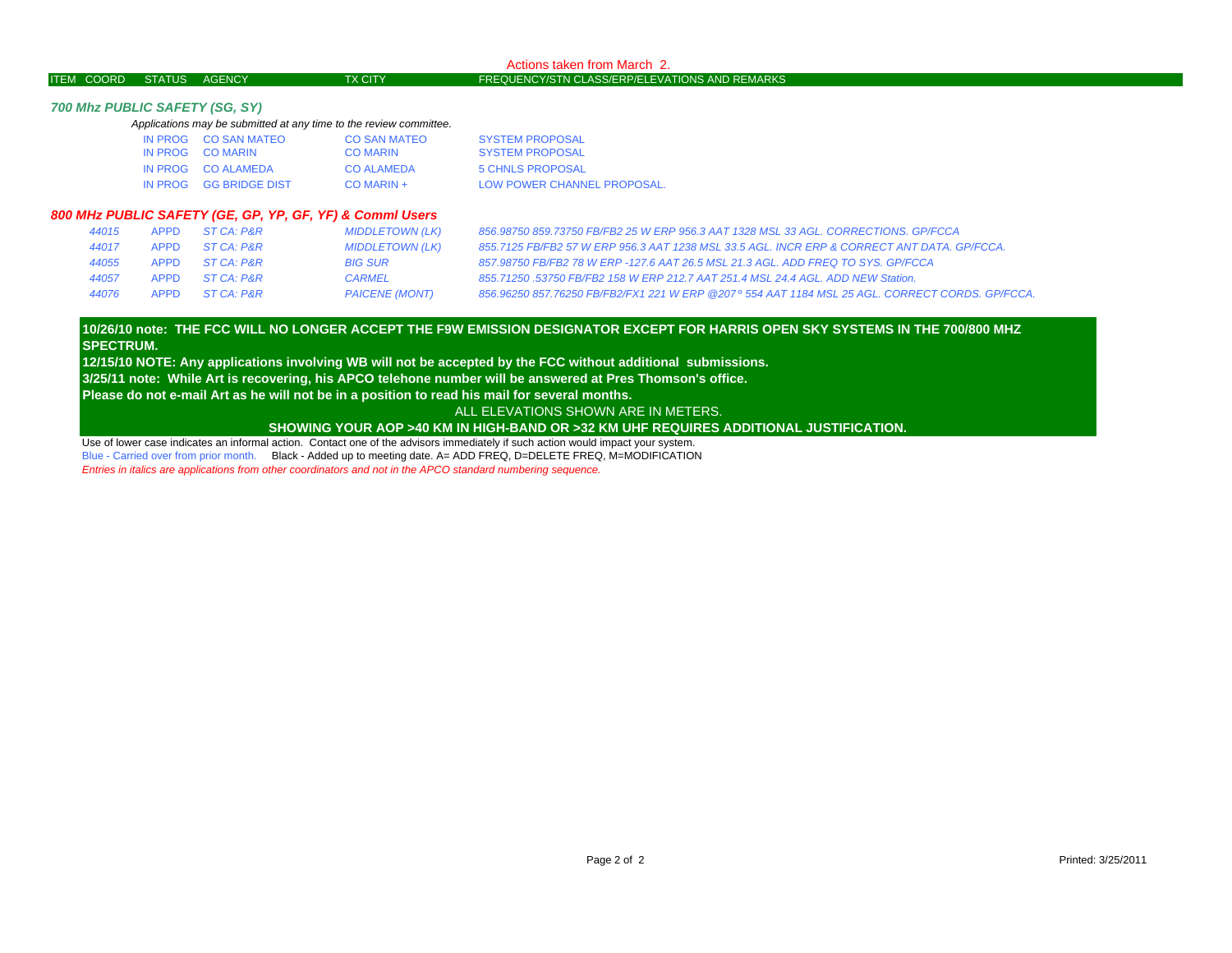Actions taken from March 2.

| ITEM | COORD | STATUS | AGENCY | TX CITY | FREQUENCY/STN CLASS/ERP/ELEVATIONS AND REMARKS |
|---|---|---|---|---|---|

### *700 Mhz PUBLIC SAFETY (SG, SY)*

*Applications may be submitted at any time to the review committee.*

| ITEM | COORD | STATUS | AGENCY | TX CITY | FREQUENCY/STN CLASS/ERP/ELEVATIONS AND REMARKS |
|---|---|---|---|---|---|
| | | IN PROG | CO SAN MATEO | CO SAN MATEO | SYSTEM PROPOSAL |
| | | IN PROG | CO MARIN | CO MARIN | SYSTEM PROPOSAL |
| | | IN PROG | CO ALAMEDA | CO ALAMEDA | 5 CHNLS PROPOSAL |
| | | IN PROG | GG BRIDGE DIST | CO MARIN + | LOW POWER CHANNEL PROPOSAL. |

### *800 MHz PUBLIC SAFETY (GE, GP, YP, GF, YF) & Comml Users*

| ITEM | COORD | STATUS | AGENCY | TX CITY | FREQUENCY/STN CLASS/ERP/ELEVATIONS AND REMARKS |
|---|---|---|---|---|---|
| | *44015* | APPD | *ST CA: P&R* | *MIDDLETOWN (LK)* | *856.98750 859.73750 FB/FB2 25 W ERP 956.3 AAT 1328 MSL 33 AGL. CORRECTIONS. GP/FCCA* |
| | *44017* | APPD | *ST CA: P&R* | *MIDDLETOWN (LK)* | *855.7125 FB/FB2 57 W ERP 956.3 AAT 1238 MSL 33.5 AGL. INCR ERP & CORRECT ANT DATA. GP/FCCA.* |
| | *44055* | APPD | *ST CA: P&R* | *BIG SUR* | *857.98750 FB/FB2 78 W ERP -127.6 AAT 26.5 MSL 21.3 AGL. ADD FREQ TO SYS. GP/FCCA* |
| | *44057* | APPD | *ST CA: P&R* | *CARMEL* | *855.71250 .53750 FB/FB2 158 W ERP 212.7 AAT 251.4 MSL 24.4 AGL. ADD NEW Station.* |
| | *44076* | APPD | *ST CA: P&R* | *PAICENE (MONT)* | *856.96250 857.76250 FB/FB2/FX1 221 W ERP @207º 554 AAT 1184 MSL 25 AGL. CORRECT CORDS. GP/FCCA.* |

**10/26/10 note: THE FCC WILL NO LONGER ACCEPT THE F9W EMISSION DESIGNATOR EXCEPT FOR HARRIS OPEN SKY SYSTEMS IN THE 700/800 MHZ SPECTRUM.**

**12/15/10 NOTE: Any applications involving WB will not be accepted by the FCC without additional submissions.**

**3/25/11 note: While Art is recovering, his APCO telehone number will be answered at Pres Thomson's office.**

**Please do not e-mail Art as he will not be in a position to read his mail for several months.**

ALL ELEVATIONS SHOWN ARE IN METERS.

**SHOWING YOUR AOP >40 KM IN HIGH-BAND OR >32 KM UHF REQUIRES ADDITIONAL JUSTIFICATION.**

Use of lower case indicates an informal action. Contact one of the advisors immediately if such action would impact your system.

Blue - Carried over from prior month. Black - Added up to meeting date. A= ADD FREQ, D=DELETE FREQ, M=MODIFICATION

*Entries in italics are applications from other coordinators and not in the APCO standard numbering sequence.*

Printed: 3/25/2011